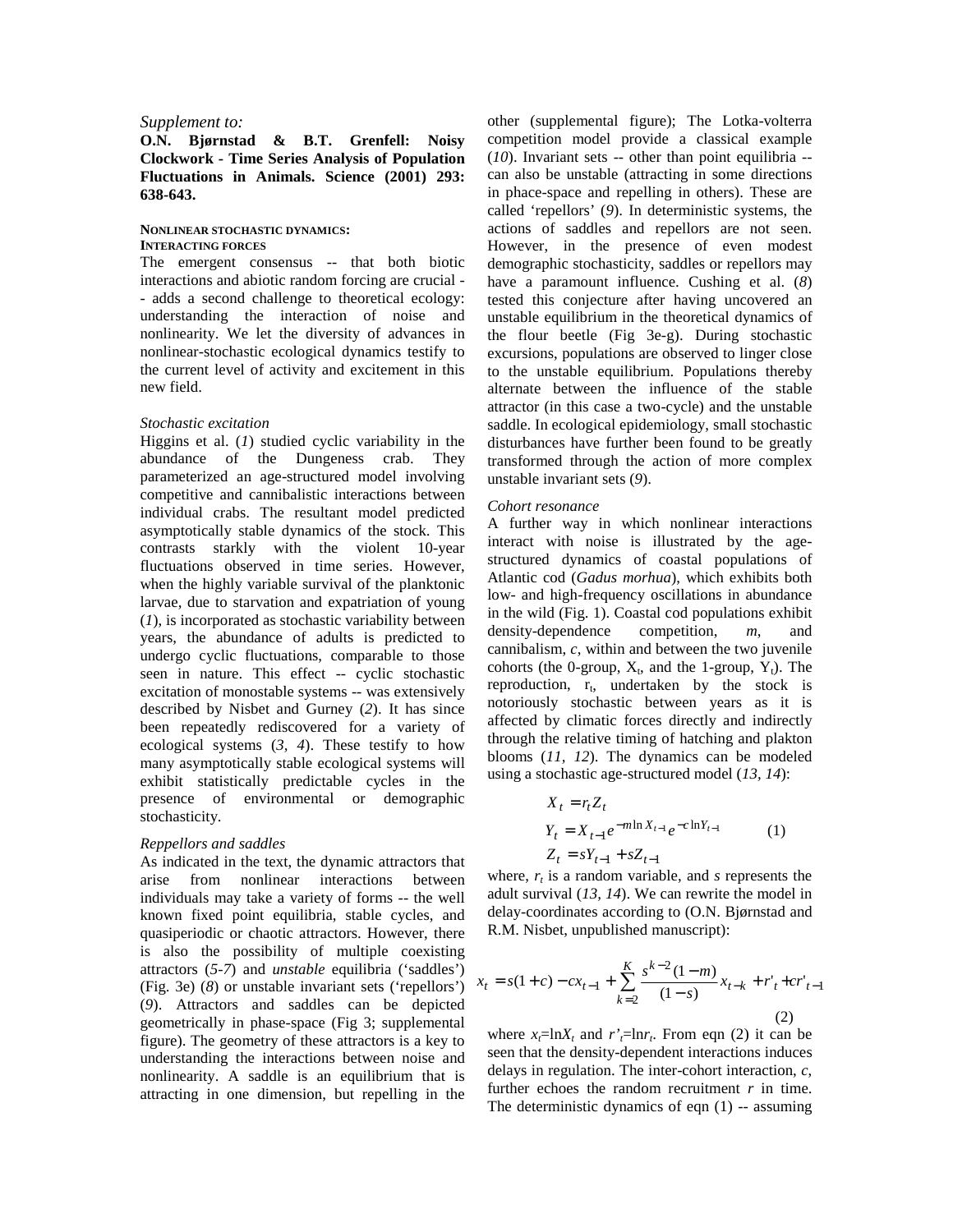*Supplement to:*

**O.N. Bjørnstad & B.T. Grenfell: Noisy Clockwork - Time Series Analysis of Population Fluctuations in Animals. Science (2001) 293: 638-643.**

## NONLINEAR STOCHASTIC DYNAMICS: INTERACTING FORCES

The emergent consensus -- that both biotic interactions and abiotic random forcing are crucial -- adds a second challenge to theoretical ecology: understanding the interaction of noise and nonlinearity. We let the diversity of advances in nonlinear-stochastic ecological dynamics testify to the current level of activity and excitement in this new field.

### *Stochastic excitation*

Higgins et al. (*1*) studied cyclic variability in the abundance of the Dungeness crab. They parameterized an age-structured model involving competitive and cannibalistic interactions between individual crabs. The resultant model predicted asymptotically stable dynamics of the stock. This contrasts starkly with the violent 10-year fluctuations observed in time series. However, when the highly variable survival of the planktonic larvae, due to starvation and expatriation of young (*1*), is incorporated as stochastic variability between years, the abundance of adults is predicted to undergo cyclic fluctuations, comparable to those seen in nature. This effect -- cyclic stochastic excitation of monostable systems -- was extensively described by Nisbet and Gurney (*2*). It has since been repeatedly rediscovered for a variety of ecological systems (*3, 4*). These testify to how many asymptotically stable ecological systems will exhibit statistically predictable cycles in the presence of environmental or demographic stochasticity.

### *Reppellors and saddles*

As indicated in the text, the dynamic attractors that arise from nonlinear interactions between individuals may take a variety of forms -- the well known fixed point equilibria, stable cycles, and quasiperiodic or chaotic attractors. However, there is also the possibility of multiple coexisting attractors (*5-7*) and *unstable* equilibria ('saddles') (Fig. 3e) (*8*) or unstable invariant sets ('repellors') (*9*). Attractors and saddles can be depicted geometrically in phase-space (Fig 3; supplemental figure). The geometry of these attractors is a key to understanding the interactions between noise and nonlinearity. A saddle is an equilibrium that is attracting in one dimension, but repelling in the other (supplemental figure); The Lotka-volterra competition model provide a classical example (*10*). Invariant sets -- other than point equilibria -- can also be unstable (attracting in some directions in phace-space and repelling in others). These are called 'repellors' (*9*). In deterministic systems, the actions of saddles and repellors are not seen. However, in the presence of even modest demographic stochasticity, saddles or repellors may have a paramount influence. Cushing et al. (*8*) tested this conjecture after having uncovered an unstable equilibrium in the theoretical dynamics of the flour beetle (Fig 3e-g). During stochastic excursions, populations are observed to linger close to the unstable equilibrium. Populations thereby alternate between the influence of the stable attractor (in this case a two-cycle) and the unstable saddle. In ecological epidemiology, small stochastic disturbances have further been found to be greatly transformed through the action of more complex unstable invariant sets (*9*).

### *Cohort resonance*

A further way in which nonlinear interactions interact with noise is illustrated by the age-structured dynamics of coastal populations of Atlantic cod (*Gadus morhua*), which exhibits both low- and high-frequency oscillations in abundance in the wild (Fig. 1). Coastal cod populations exhibit density-dependence competition, *m*, and cannibalism, *c*, within and between the two juvenile cohorts (the 0-group, $X_t$, and the 1-group, $Y_t$). The reproduction, $r_t$, undertaken by the stock is notoriously stochastic between years as it is affected by climatic forces directly and indirectly through the relative timing of hatching and plakton blooms (*11, 12*). The dynamics can be modeled using a stochastic age-structured model (*13, 14*):

$$
\begin{aligned}
X_t &= r_t Z_t \\
Y_t &= X_{t-1} e^{-m \ln X_{t-1}} e^{-c \ln Y_{t-1}} \\
Z_t &= sY_{t-1} + sZ_{t-1}
\end{aligned}
\qquad (1)
$$

where, $r_t$ is a random variable, and $s$ represents the adult survival (*13, 14*). We can rewrite the model in delay-coordinates according to (O.N. Bjørnstad and R.M. Nisbet, unpublished manuscript):

$$
x_t = s(1+c) - cx_{t-1} + \sum_{k=2}^{K} \frac{s^{k-2}(1-m)}{(1-s)} x_{t-k} + r'_t + cr'_{t-1} \qquad (2)
$$

where $x_t = \ln X_t$ and $r'_t = \ln r_t$. From eqn (2) it can be seen that the density-dependent interactions induces delays in regulation. The inter-cohort interaction, *c*, further echoes the random recruitment *r* in time. The deterministic dynamics of eqn (1) -- assuming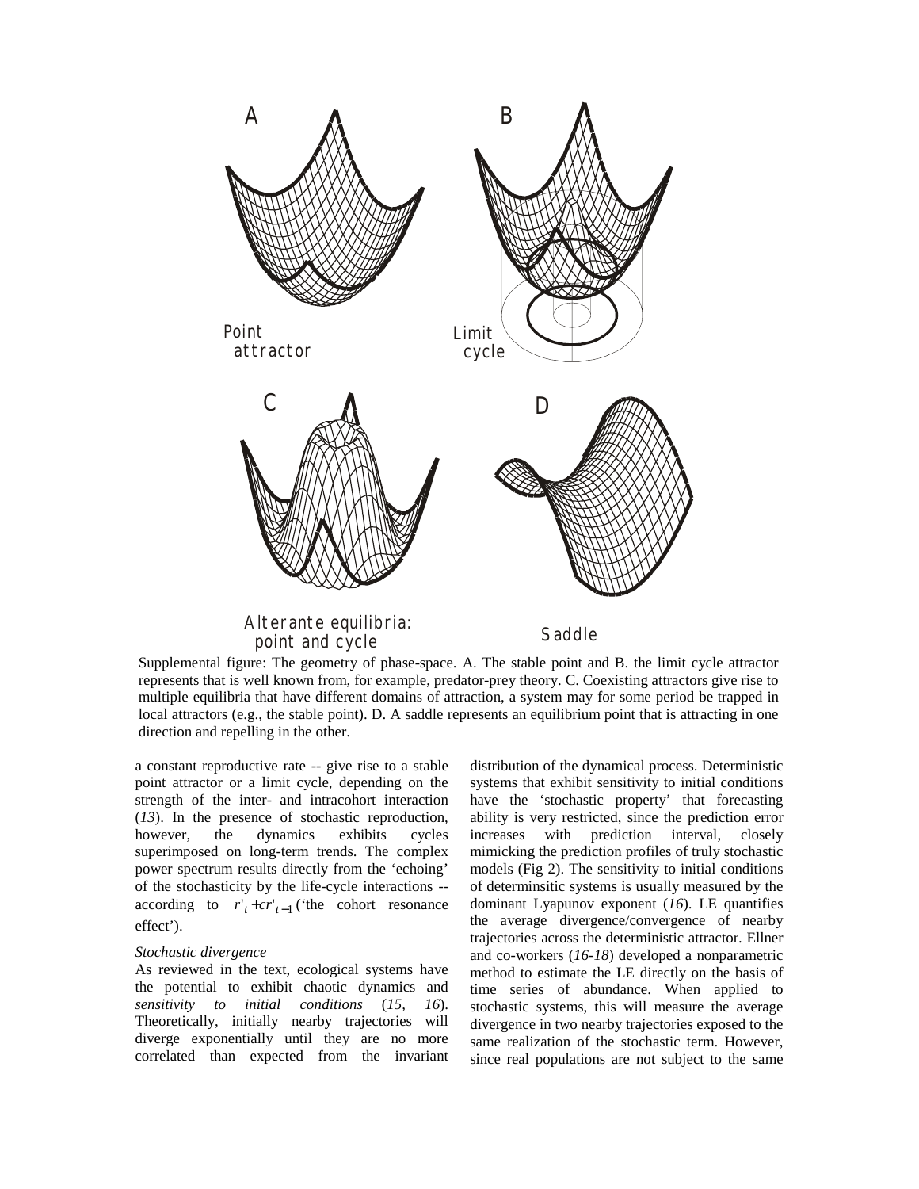Supplemental figure: The geometry of phase-space. A. The stable point and B. the limit cycle attractor represents that is well known from, for example, predator-prey theory. C. Coexisting attractors give rise to multiple equilibria that have different domains of attraction, a system may for some period be trapped in local attractors (e.g., the stable point). D. A saddle represents an equilibrium point that is attracting in one direction and repelling in the other.

a constant reproductive rate -- give rise to a stable point attractor or a limit cycle, depending on the strength of the inter- and intracohort interaction (*13*). In the presence of stochastic reproduction, however, the dynamics exhibits cycles superimposed on long-term trends. The complex power spectrum results directly from the 'echoing' of the stochasticity by the life-cycle interactions -- according to $r'_t + cr'_{t-1}$ ('the cohort resonance effect').

*Stochastic divergence*

As reviewed in the text, ecological systems have the potential to exhibit chaotic dynamics and *sensitivity to initial conditions* (*15, 16*). Theoretically, initially nearby trajectories will diverge exponentially until they are no more correlated than expected from the invariant distribution of the dynamical process. Deterministic systems that exhibit sensitivity to initial conditions have the 'stochastic property' that forecasting ability is very restricted, since the prediction error increases with prediction interval, closely mimicking the prediction profiles of truly stochastic models (Fig 2). The sensitivity to initial conditions of determinsitic systems is usually measured by the dominant Lyapunov exponent (*16*). LE quantifies the average divergence/convergence of nearby trajectories across the deterministic attractor. Ellner and co-workers (*16-18*) developed a nonparametric method to estimate the LE directly on the basis of time series of abundance. When applied to stochastic systems, this will measure the average divergence in two nearby trajectories exposed to the same realization of the stochastic term. However, since real populations are not subject to the same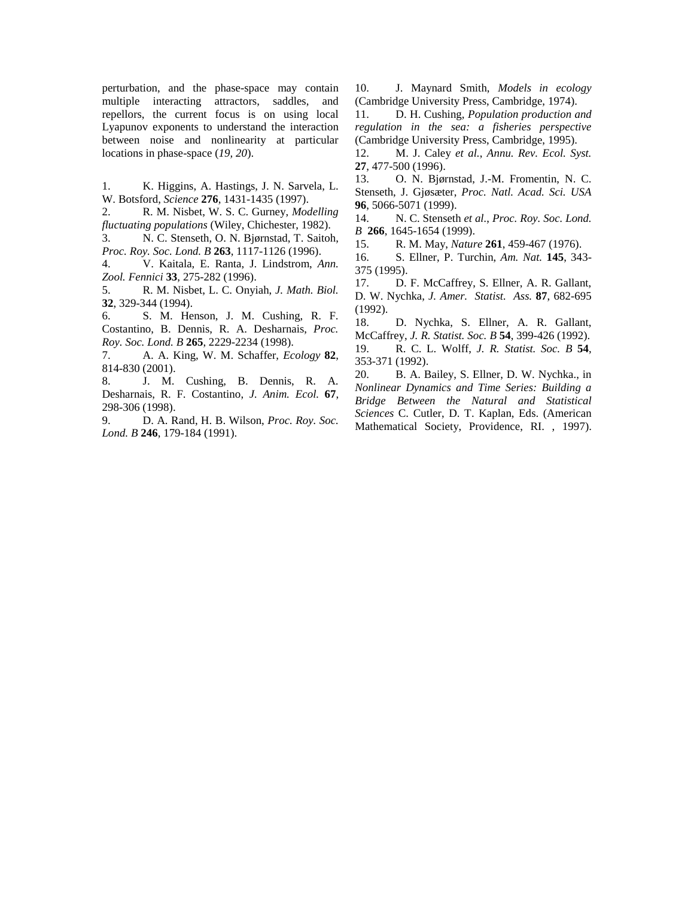perturbation, and the phase-space may contain multiple interacting attractors, saddles, and repellors, the current focus is on using local Lyapunov exponents to understand the interaction between noise and nonlinearity at particular locations in phase-space (*19, 20*).

1. K. Higgins, A. Hastings, J. N. Sarvela, L. W. Botsford, *Science* **276**, 1431-1435 (1997).
2. R. M. Nisbet, W. S. C. Gurney, *Modelling fluctuating populations* (Wiley, Chichester, 1982).
3. N. C. Stenseth, O. N. Bjørnstad, T. Saitoh, *Proc. Roy. Soc. Lond. B* **263**, 1117-1126 (1996).
4. V. Kaitala, E. Ranta, J. Lindstrom, *Ann. Zool. Fennici* **33**, 275-282 (1996).
5. R. M. Nisbet, L. C. Onyiah, *J. Math. Biol.* **32**, 329-344 (1994).
6. S. M. Henson, J. M. Cushing, R. F. Costantino, B. Dennis, R. A. Desharnais, *Proc. Roy. Soc. Lond. B* **265**, 2229-2234 (1998).
7. A. A. King, W. M. Schaffer, *Ecology* **82**, 814-830 (2001).
8. J. M. Cushing, B. Dennis, R. A. Desharnais, R. F. Costantino, *J. Anim. Ecol.* **67**, 298-306 (1998).
9. D. A. Rand, H. B. Wilson, *Proc. Roy. Soc. Lond. B* **246**, 179-184 (1991).
10. J. Maynard Smith, *Models in ecology* (Cambridge University Press, Cambridge, 1974).
11. D. H. Cushing, *Population production and regulation in the sea: a fisheries perspective* (Cambridge University Press, Cambridge, 1995).
12. M. J. Caley *et al.*, *Annu. Rev. Ecol. Syst.* **27**, 477-500 (1996).
13. O. N. Bjørnstad, J.-M. Fromentin, N. C. Stenseth, J. Gjøsæter, *Proc. Natl. Acad. Sci. USA* **96**, 5066-5071 (1999).
14. N. C. Stenseth *et al.*, *Proc. Roy. Soc. Lond. B* **266**, 1645-1654 (1999).
15. R. M. May, *Nature* **261**, 459-467 (1976).
16. S. Ellner, P. Turchin, *Am. Nat.* **145**, 343-375 (1995).
17. D. F. McCaffrey, S. Ellner, A. R. Gallant, D. W. Nychka, *J. Amer. Statist. Ass.* **87**, 682-695 (1992).
18. D. Nychka, S. Ellner, A. R. Gallant, McCaffrey, *J. R. Statist. Soc. B* **54**, 399-426 (1992).
19. R. C. L. Wolff, *J. R. Statist. Soc. B* **54**, 353-371 (1992).
20. B. A. Bailey, S. Ellner, D. W. Nychka., in *Nonlinear Dynamics and Time Series: Building a Bridge Between the Natural and Statistical Sciences* C. Cutler, D. T. Kaplan, Eds. (American Mathematical Society, Providence, RI. , 1997).